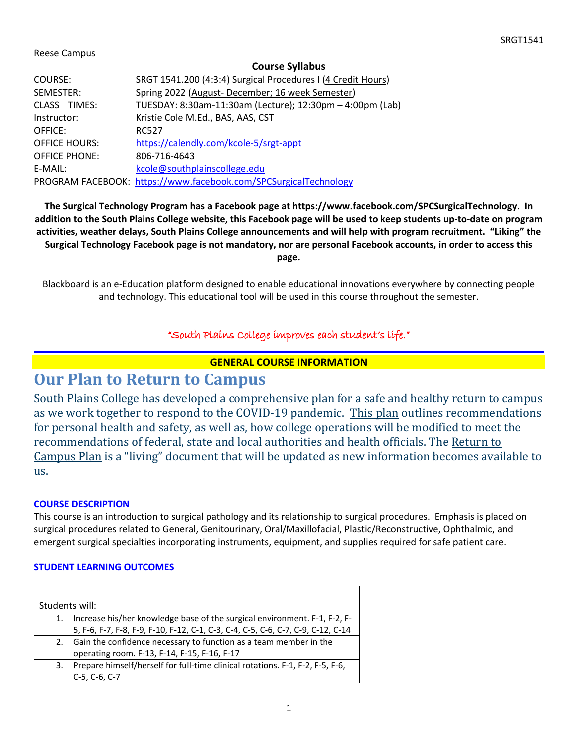Reese Campus

**Course Syllabus**

| | |
|---|---|
| COURSE: | SRGT 1541.200 (4:3:4) Surgical Procedures I (4 Credit Hours) |
| SEMESTER: | Spring 2022 (August- December; 16 week Semester) |
| CLASS TIMES: | TUESDAY: 8:30am-11:30am (Lecture); 12:30pm – 4:00pm (Lab) |
| Instructor: | Kristie Cole M.Ed., BAS, AAS, CST |
| OFFICE: | RC527 |
| OFFICE HOURS: | https://calendly.com/kcole-5/srgt-appt |
| OFFICE PHONE: | 806-716-4643 |
| E-MAIL: | kcole@southplainscollege.edu |
| PROGRAM FACEBOOK: | https://www.facebook.com/SPCSurgicalTechnology |

**The Surgical Technology Program has a Facebook page at https://www.facebook.com/SPCSurgicalTechnology. In addition to the South Plains College website, this Facebook page will be used to keep students up-to-date on program activities, weather delays, South Plains College announcements and will help with program recruitment. "Liking" the Surgical Technology Facebook page is not mandatory, nor are personal Facebook accounts, in order to access this page.**

Blackboard is an e-Education platform designed to enable educational innovations everywhere by connecting people and technology. This educational tool will be used in this course throughout the semester.

*"South Plains College improves each student's life."*

**GENERAL COURSE INFORMATION**

# Our Plan to Return to Campus

South Plains College has developed a comprehensive plan for a safe and healthy return to campus as we work together to respond to the COVID-19 pandemic. This plan outlines recommendations for personal health and safety, as well as, how college operations will be modified to meet the recommendations of federal, state and local authorities and health officials. The Return to Campus Plan is a "living" document that will be updated as new information becomes available to us.

### COURSE DESCRIPTION

This course is an introduction to surgical pathology and its relationship to surgical procedures. Emphasis is placed on surgical procedures related to General, Genitourinary, Oral/Maxillofacial, Plastic/Reconstructive, Ophthalmic, and emergent surgical specialties incorporating instruments, equipment, and supplies required for safe patient care.

### STUDENT LEARNING OUTCOMES

| Students will: | |
|---|---|
| 1. | Increase his/her knowledge base of the surgical environment. F-1, F-2, F-5, F-6, F-7, F-8, F-9, F-10, F-12, C-1, C-3, C-4, C-5, C-6, C-7, C-9, C-12, C-14 |
| 2. | Gain the confidence necessary to function as a team member in the operating room. F-13, F-14, F-15, F-16, F-17 |
| 3. | Prepare himself/herself for full-time clinical rotations. F-1, F-2, F-5, F-6, C-5, C-6, C-7 |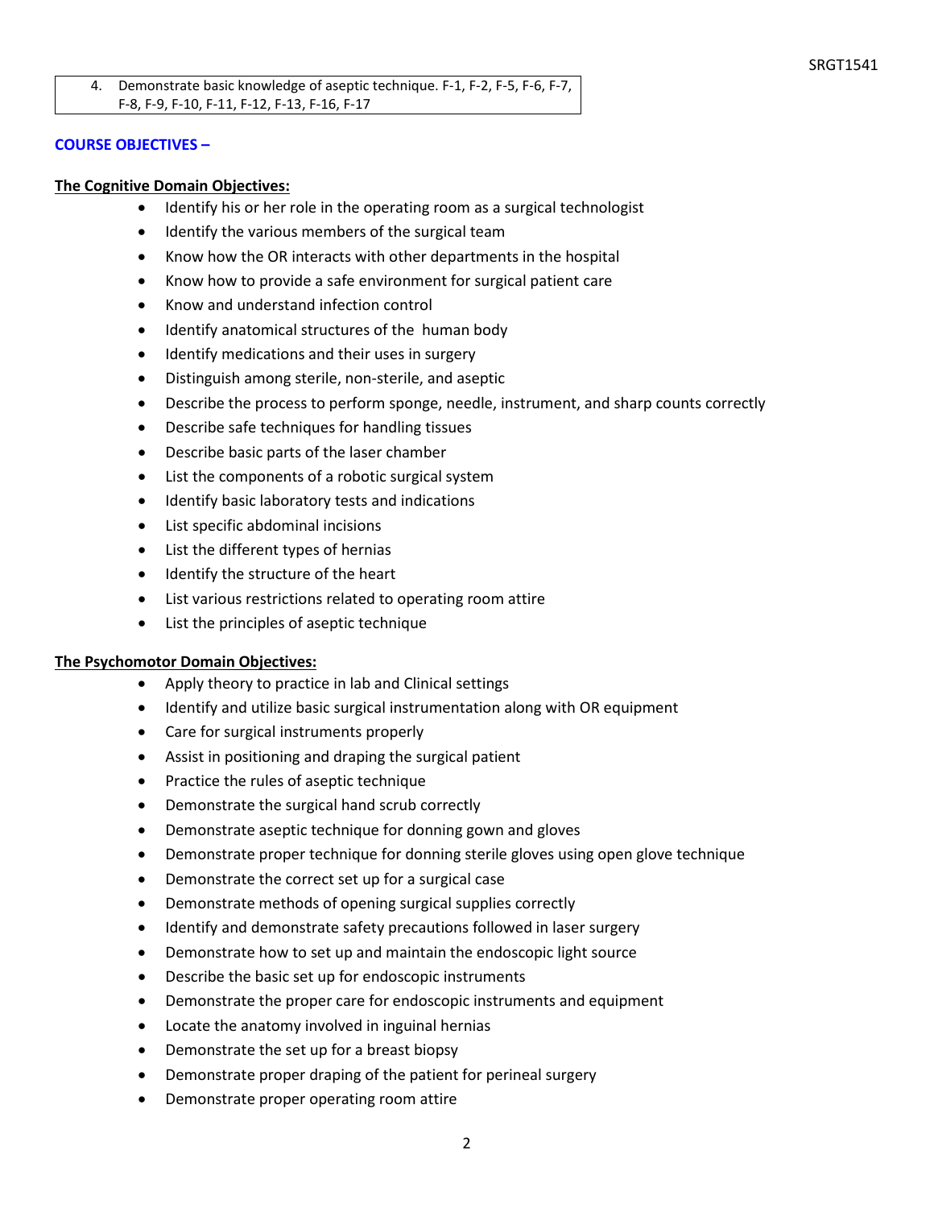4. Demonstrate basic knowledge of aseptic technique. F-1, F-2, F-5, F-6, F-7, F-8, F-9, F-10, F-11, F-12, F-13, F-16, F-17

## COURSE OBJECTIVES –

### The Cognitive Domain Objectives:

- Identify his or her role in the operating room as a surgical technologist
- Identify the various members of the surgical team
- Know how the OR interacts with other departments in the hospital
- Know how to provide a safe environment for surgical patient care
- Know and understand infection control
- Identify anatomical structures of the human body
- Identify medications and their uses in surgery
- Distinguish among sterile, non-sterile, and aseptic
- Describe the process to perform sponge, needle, instrument, and sharp counts correctly
- Describe safe techniques for handling tissues
- Describe basic parts of the laser chamber
- List the components of a robotic surgical system
- Identify basic laboratory tests and indications
- List specific abdominal incisions
- List the different types of hernias
- Identify the structure of the heart
- List various restrictions related to operating room attire
- List the principles of aseptic technique

### The Psychomotor Domain Objectives:

- Apply theory to practice in lab and Clinical settings
- Identify and utilize basic surgical instrumentation along with OR equipment
- Care for surgical instruments properly
- Assist in positioning and draping the surgical patient
- Practice the rules of aseptic technique
- Demonstrate the surgical hand scrub correctly
- Demonstrate aseptic technique for donning gown and gloves
- Demonstrate proper technique for donning sterile gloves using open glove technique
- Demonstrate the correct set up for a surgical case
- Demonstrate methods of opening surgical supplies correctly
- Identify and demonstrate safety precautions followed in laser surgery
- Demonstrate how to set up and maintain the endoscopic light source
- Describe the basic set up for endoscopic instruments
- Demonstrate the proper care for endoscopic instruments and equipment
- Locate the anatomy involved in inguinal hernias
- Demonstrate the set up for a breast biopsy
- Demonstrate proper draping of the patient for perineal surgery
- Demonstrate proper operating room attire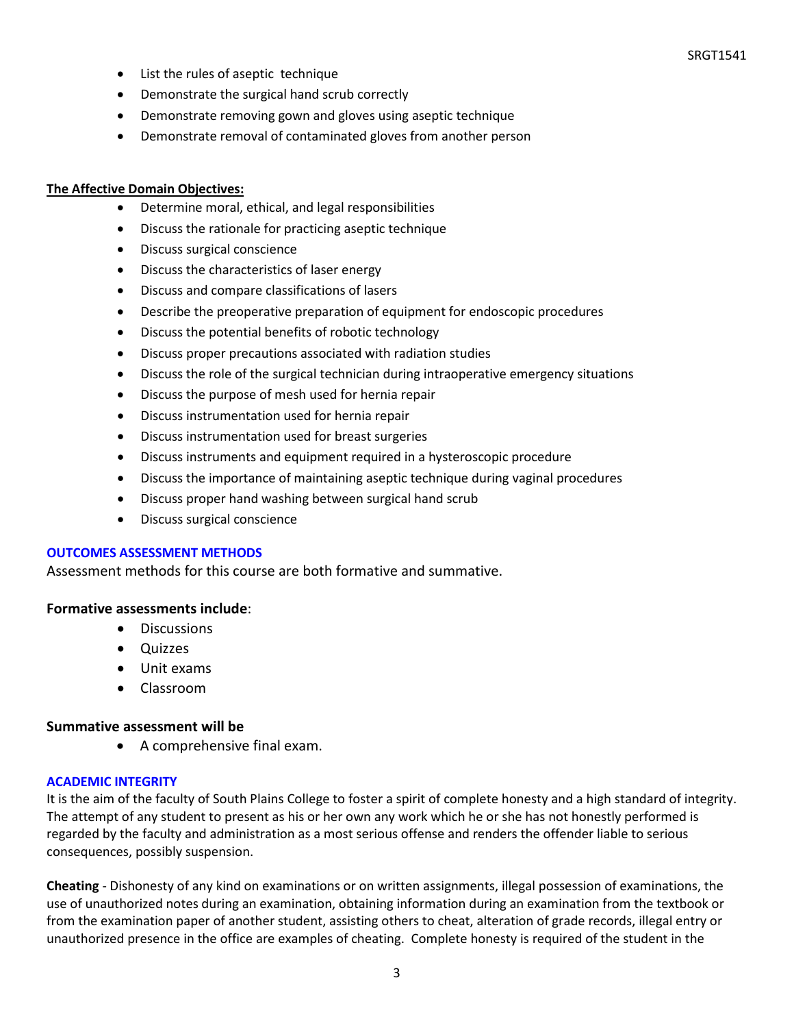- List the rules of aseptic technique
- Demonstrate the surgical hand scrub correctly
- Demonstrate removing gown and gloves using aseptic technique
- Demonstrate removal of contaminated gloves from another person

**The Affective Domain Objectives:**

- Determine moral, ethical, and legal responsibilities
- Discuss the rationale for practicing aseptic technique
- Discuss surgical conscience
- Discuss the characteristics of laser energy
- Discuss and compare classifications of lasers
- Describe the preoperative preparation of equipment for endoscopic procedures
- Discuss the potential benefits of robotic technology
- Discuss proper precautions associated with radiation studies
- Discuss the role of the surgical technician during intraoperative emergency situations
- Discuss the purpose of mesh used for hernia repair
- Discuss instrumentation used for hernia repair
- Discuss instrumentation used for breast surgeries
- Discuss instruments and equipment required in a hysteroscopic procedure
- Discuss the importance of maintaining aseptic technique during vaginal procedures
- Discuss proper hand washing between surgical hand scrub
- Discuss surgical conscience

## OUTCOMES ASSESSMENT METHODS

Assessment methods for this course are both formative and summative.

**Formative assessments include**:

- Discussions
- Quizzes
- Unit exams
- Classroom

**Summative assessment will be**

- A comprehensive final exam.

## ACADEMIC INTEGRITY

It is the aim of the faculty of South Plains College to foster a spirit of complete honesty and a high standard of integrity. The attempt of any student to present as his or her own any work which he or she has not honestly performed is regarded by the faculty and administration as a most serious offense and renders the offender liable to serious consequences, possibly suspension.

**Cheating** - Dishonesty of any kind on examinations or on written assignments, illegal possession of examinations, the use of unauthorized notes during an examination, obtaining information during an examination from the textbook or from the examination paper of another student, assisting others to cheat, alteration of grade records, illegal entry or unauthorized presence in the office are examples of cheating. Complete honesty is required of the student in the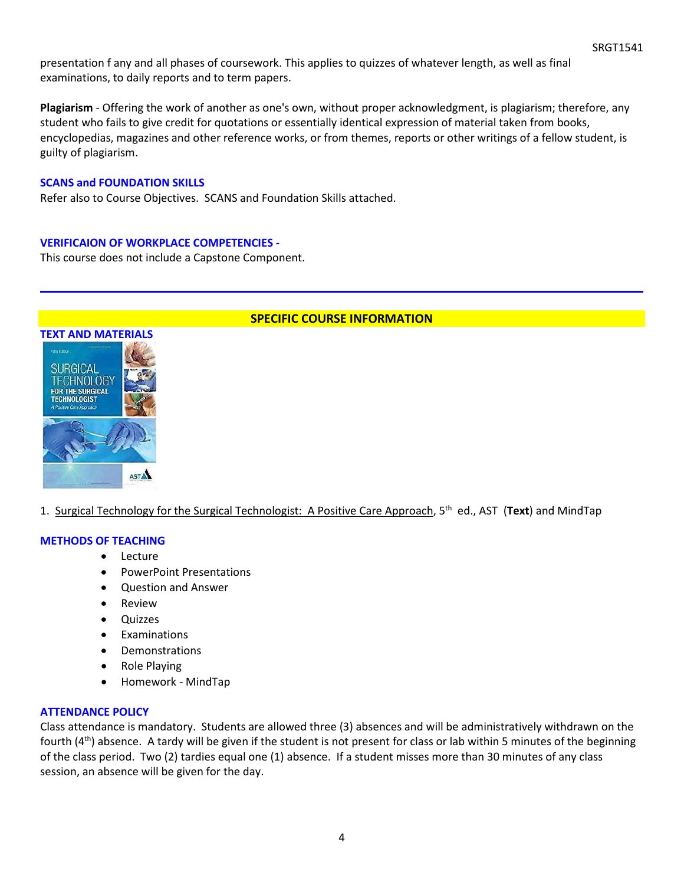presentation f any and all phases of coursework. This applies to quizzes of whatever length, as well as final examinations, to daily reports and to term papers.

**Plagiarism** - Offering the work of another as one's own, without proper acknowledgment, is plagiarism; therefore, any student who fails to give credit for quotations or essentially identical expression of material taken from books, encyclopedias, magazines and other reference works, or from themes, reports or other writings of a fellow student, is guilty of plagiarism.

### SCANS and FOUNDATION SKILLS

Refer also to Course Objectives. SCANS and Foundation Skills attached.

### VERIFICAION OF WORKPLACE COMPETENCIES -

This course does not include a Capstone Component.

---

## SPECIFIC COURSE INFORMATION

### TEXT AND MATERIALS

1. Surgical Technology for the Surgical Technologist: A Positive Care Approach, 5th ed., AST (**Text**) and MindTap

### METHODS OF TEACHING

- Lecture
- PowerPoint Presentations
- Question and Answer
- Review
- Quizzes
- Examinations
- Demonstrations
- Role Playing
- Homework - MindTap

### ATTENDANCE POLICY

Class attendance is mandatory. Students are allowed three (3) absences and will be administratively withdrawn on the fourth (4th) absence. A tardy will be given if the student is not present for class or lab within 5 minutes of the beginning of the class period. Two (2) tardies equal one (1) absence. If a student misses more than 30 minutes of any class session, an absence will be given for the day.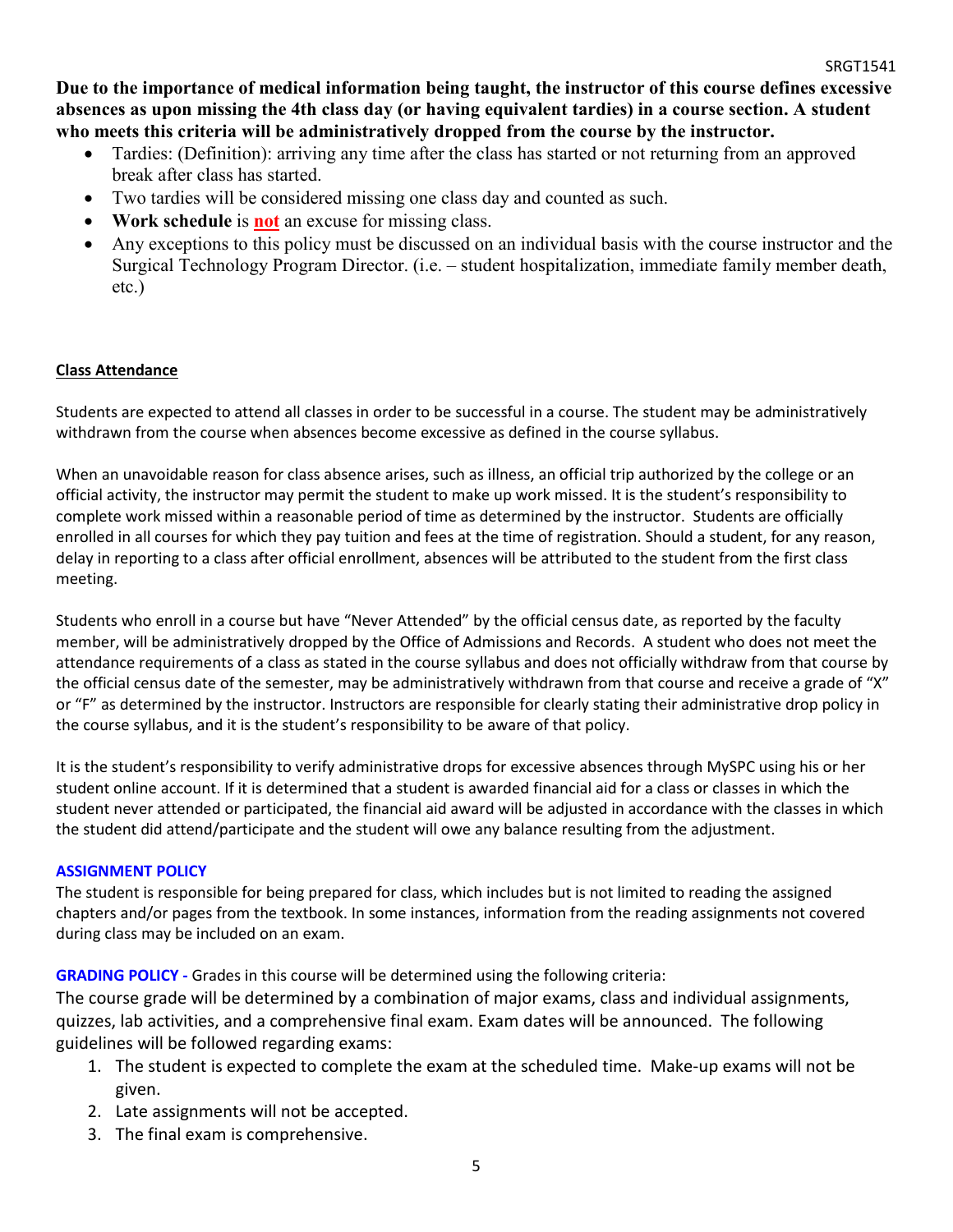**Due to the importance of medical information being taught, the instructor of this course defines excessive absences as upon missing the 4th class day (or having equivalent tardies) in a course section. A student who meets this criteria will be administratively dropped from the course by the instructor.**

- Tardies: (Definition): arriving any time after the class has started or not returning from an approved break after class has started.
- Two tardies will be considered missing one class day and counted as such.
- **Work schedule** is **not** an excuse for missing class.
- Any exceptions to this policy must be discussed on an individual basis with the course instructor and the Surgical Technology Program Director. (i.e. – student hospitalization, immediate family member death, etc.)

## Class Attendance

Students are expected to attend all classes in order to be successful in a course. The student may be administratively withdrawn from the course when absences become excessive as defined in the course syllabus.

When an unavoidable reason for class absence arises, such as illness, an official trip authorized by the college or an official activity, the instructor may permit the student to make up work missed. It is the student's responsibility to complete work missed within a reasonable period of time as determined by the instructor. Students are officially enrolled in all courses for which they pay tuition and fees at the time of registration. Should a student, for any reason, delay in reporting to a class after official enrollment, absences will be attributed to the student from the first class meeting.

Students who enroll in a course but have "Never Attended" by the official census date, as reported by the faculty member, will be administratively dropped by the Office of Admissions and Records. A student who does not meet the attendance requirements of a class as stated in the course syllabus and does not officially withdraw from that course by the official census date of the semester, may be administratively withdrawn from that course and receive a grade of "X" or "F" as determined by the instructor. Instructors are responsible for clearly stating their administrative drop policy in the course syllabus, and it is the student's responsibility to be aware of that policy.

It is the student's responsibility to verify administrative drops for excessive absences through MySPC using his or her student online account. If it is determined that a student is awarded financial aid for a class or classes in which the student never attended or participated, the financial aid award will be adjusted in accordance with the classes in which the student did attend/participate and the student will owe any balance resulting from the adjustment.

## ASSIGNMENT POLICY

The student is responsible for being prepared for class, which includes but is not limited to reading the assigned chapters and/or pages from the textbook. In some instances, information from the reading assignments not covered during class may be included on an exam.

**GRADING POLICY -** Grades in this course will be determined using the following criteria:

The course grade will be determined by a combination of major exams, class and individual assignments, quizzes, lab activities, and a comprehensive final exam. Exam dates will be announced. The following guidelines will be followed regarding exams:

1. The student is expected to complete the exam at the scheduled time. Make-up exams will not be given.
2. Late assignments will not be accepted.
3. The final exam is comprehensive.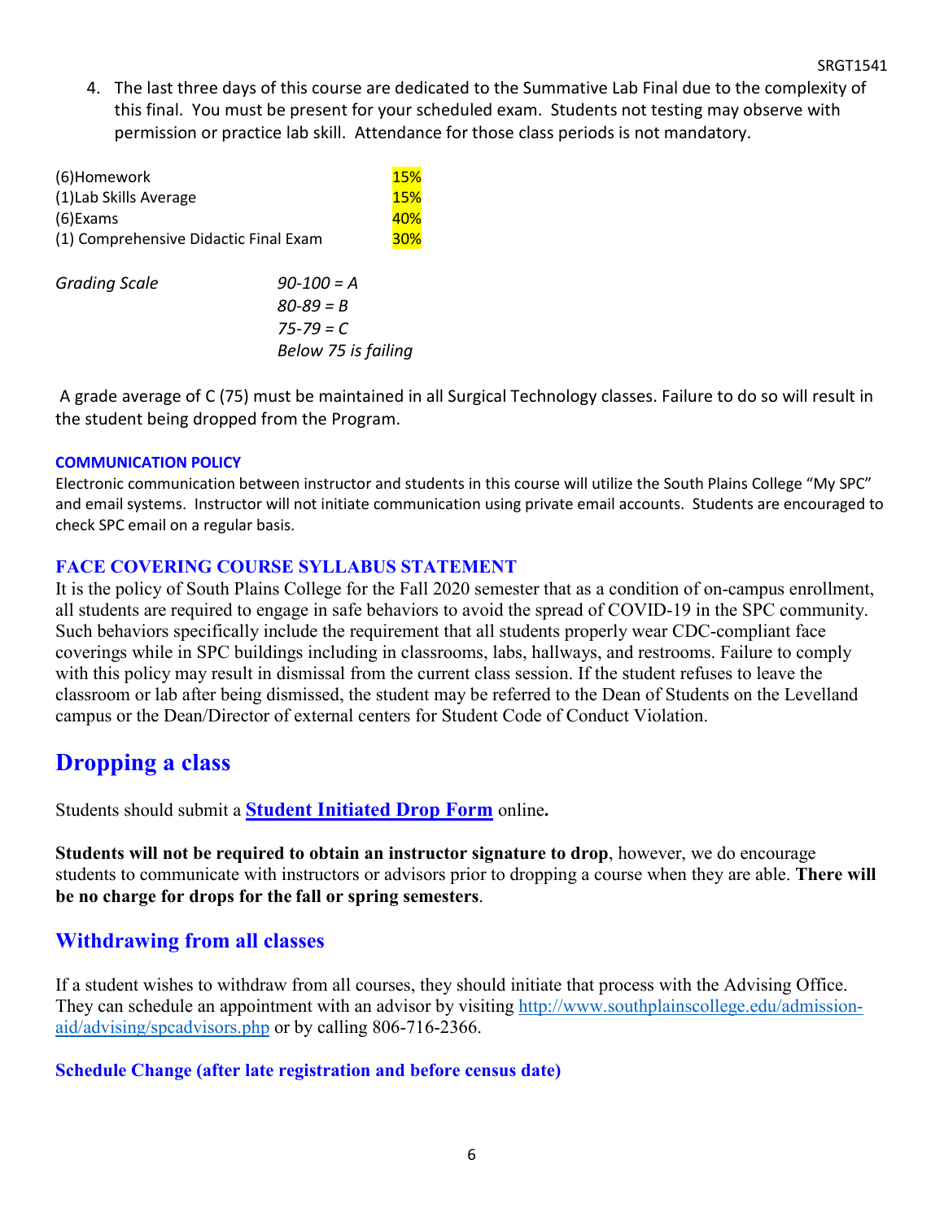4. The last three days of this course are dedicated to the Summative Lab Final due to the complexity of this final. You must be present for your scheduled exam. Students not testing may observe with permission or practice lab skill. Attendance for those class periods is not mandatory.

| | |
|---|---|
| (6)Homework | 15% |
| (1)Lab Skills Average | 15% |
| (6)Exams | 40% |
| (1) Comprehensive Didactic Final Exam | 30% |

| *Grading Scale* | |
|---|---|
| | *90-100 = A* |
| | *80-89 = B* |
| | *75-79 = C* |
| | *Below 75 is failing* |

A grade average of C (75) must be maintained in all Surgical Technology classes. Failure to do so will result in the student being dropped from the Program.

#### COMMUNICATION POLICY

Electronic communication between instructor and students in this course will utilize the South Plains College "My SPC" and email systems. Instructor will not initiate communication using private email accounts. Students are encouraged to check SPC email on a regular basis.

#### FACE COVERING COURSE SYLLABUS STATEMENT

It is the policy of South Plains College for the Fall 2020 semester that as a condition of on-campus enrollment, all students are required to engage in safe behaviors to avoid the spread of COVID-19 in the SPC community. Such behaviors specifically include the requirement that all students properly wear CDC-compliant face coverings while in SPC buildings including in classrooms, labs, hallways, and restrooms. Failure to comply with this policy may result in dismissal from the current class session. If the student refuses to leave the classroom or lab after being dismissed, the student may be referred to the Dean of Students on the Levelland campus or the Dean/Director of external centers for Student Code of Conduct Violation.

## Dropping a class

Students should submit a **Student Initiated Drop Form** online**.**

**Students will not be required to obtain an instructor signature to drop**, however, we do encourage students to communicate with instructors or advisors prior to dropping a course when they are able. **There will be no charge for drops for the fall or spring semesters**.

### Withdrawing from all classes

If a student wishes to withdraw from all courses, they should initiate that process with the Advising Office. They can schedule an appointment with an advisor by visiting http://www.southplainscollege.edu/admission-aid/advising/spcadvisors.php or by calling 806-716-2366.

#### Schedule Change (after late registration and before census date)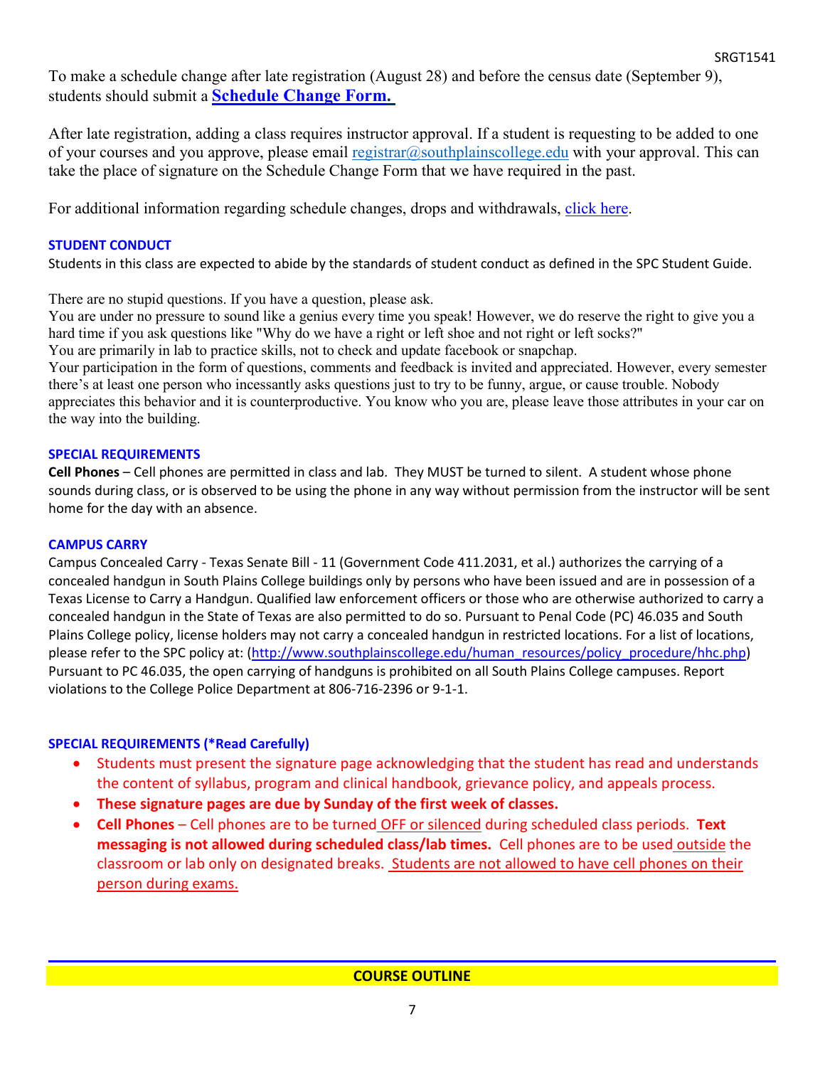To make a schedule change after late registration (August 28) and before the census date (September 9), students should submit a **[Schedule Change Form.](#)**

After late registration, adding a class requires instructor approval. If a student is requesting to be added to one of your courses and you approve, please email registrar@southplainscollege.edu with your approval. This can take the place of signature on the Schedule Change Form that we have required in the past.

For additional information regarding schedule changes, drops and withdrawals, click here.

**STUDENT CONDUCT**

Students in this class are expected to abide by the standards of student conduct as defined in the SPC Student Guide.

There are no stupid questions. If you have a question, please ask.
You are under no pressure to sound like a genius every time you speak! However, we do reserve the right to give you a hard time if you ask questions like "Why do we have a right or left shoe and not right or left socks?"
You are primarily in lab to practice skills, not to check and update facebook or snapchap.
Your participation in the form of questions, comments and feedback is invited and appreciated. However, every semester there's at least one person who incessantly asks questions just to try to be funny, argue, or cause trouble. Nobody appreciates this behavior and it is counterproductive. You know who you are, please leave those attributes in your car on the way into the building.

**SPECIAL REQUIREMENTS**

**Cell Phones** – Cell phones are permitted in class and lab. They MUST be turned to silent. A student whose phone sounds during class, or is observed to be using the phone in any way without permission from the instructor will be sent home for the day with an absence.

**CAMPUS CARRY**

Campus Concealed Carry - Texas Senate Bill - 11 (Government Code 411.2031, et al.) authorizes the carrying of a concealed handgun in South Plains College buildings only by persons who have been issued and are in possession of a Texas License to Carry a Handgun. Qualified law enforcement officers or those who are otherwise authorized to carry a concealed handgun in the State of Texas are also permitted to do so. Pursuant to Penal Code (PC) 46.035 and South Plains College policy, license holders may not carry a concealed handgun in restricted locations. For a list of locations, please refer to the SPC policy at: (http://www.southplainscollege.edu/human_resources/policy_procedure/hhc.php) Pursuant to PC 46.035, the open carrying of handguns is prohibited on all South Plains College campuses. Report violations to the College Police Department at 806-716-2396 or 9-1-1.

**SPECIAL REQUIREMENTS (*Read Carefully)**

- Students must present the signature page acknowledging that the student has read and understands the content of syllabus, program and clinical handbook, grievance policy, and appeals process.
- **These signature pages are due by Sunday of the first week of classes.**
- **Cell Phones** – Cell phones are to be turned OFF or silenced during scheduled class periods. **Text messaging is not allowed during scheduled class/lab times.** Cell phones are to be used outside the classroom or lab only on designated breaks. Students are not allowed to have cell phones on their person during exams.

**COURSE OUTLINE**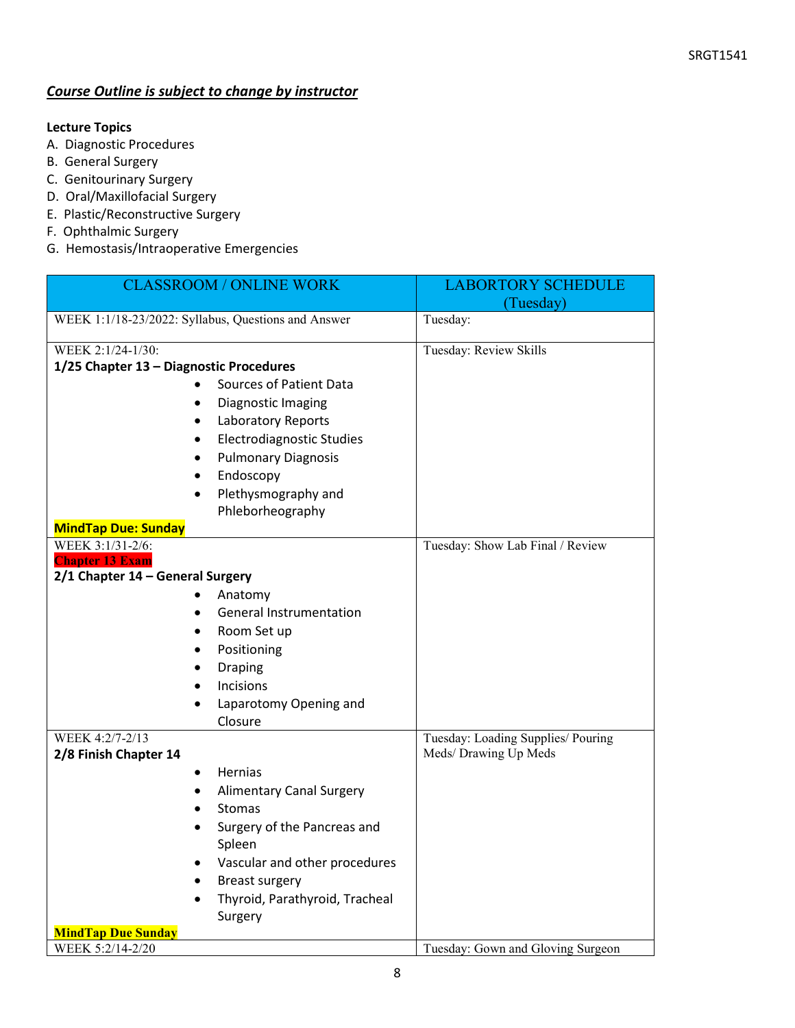***Course Outline is subject to change by instructor***

**Lecture Topics**

A. Diagnostic Procedures
B. General Surgery
C. Genitourinary Surgery
D. Oral/Maxillofacial Surgery
E. Plastic/Reconstructive Surgery
F. Ophthalmic Surgery
G. Hemostasis/Intraoperative Emergencies

| CLASSROOM / ONLINE WORK | LABORTORY SCHEDULE (Tuesday) |
|---|---|
| WEEK 1:1/18-23/2022: Syllabus, Questions and Answer | Tuesday: |
| WEEK 2:1/24-1/30:<br>**1/25 Chapter 13 – Diagnostic Procedures**<br>• Sources of Patient Data<br>• Diagnostic Imaging<br>• Laboratory Reports<br>• Electrodiagnostic Studies<br>• Pulmonary Diagnosis<br>• Endoscopy<br>• Plethysmography and Phleborheography<br>**MindTap Due: Sunday** | Tuesday: Review Skills |
| WEEK 3:1/31-2/6:<br>**Chapter 13 Exam**<br>**2/1 Chapter 14 – General Surgery**<br>• Anatomy<br>• General Instrumentation<br>• Room Set up<br>• Positioning<br>• Draping<br>• Incisions<br>• Laparotomy Opening and Closure | Tuesday: Show Lab Final / Review |
| WEEK 4:2/7-2/13<br>**2/8 Finish Chapter 14**<br>• Hernias<br>• Alimentary Canal Surgery<br>• Stomas<br>• Surgery of the Pancreas and Spleen<br>• Vascular and other procedures<br>• Breast surgery<br>• Thyroid, Parathyroid, Tracheal Surgery<br>**MindTap Due Sunday** | Tuesday: Loading Supplies/ Pouring Meds/ Drawing Up Meds |
| WEEK 5:2/14-2/20 | Tuesday: Gown and Gloving Surgeon |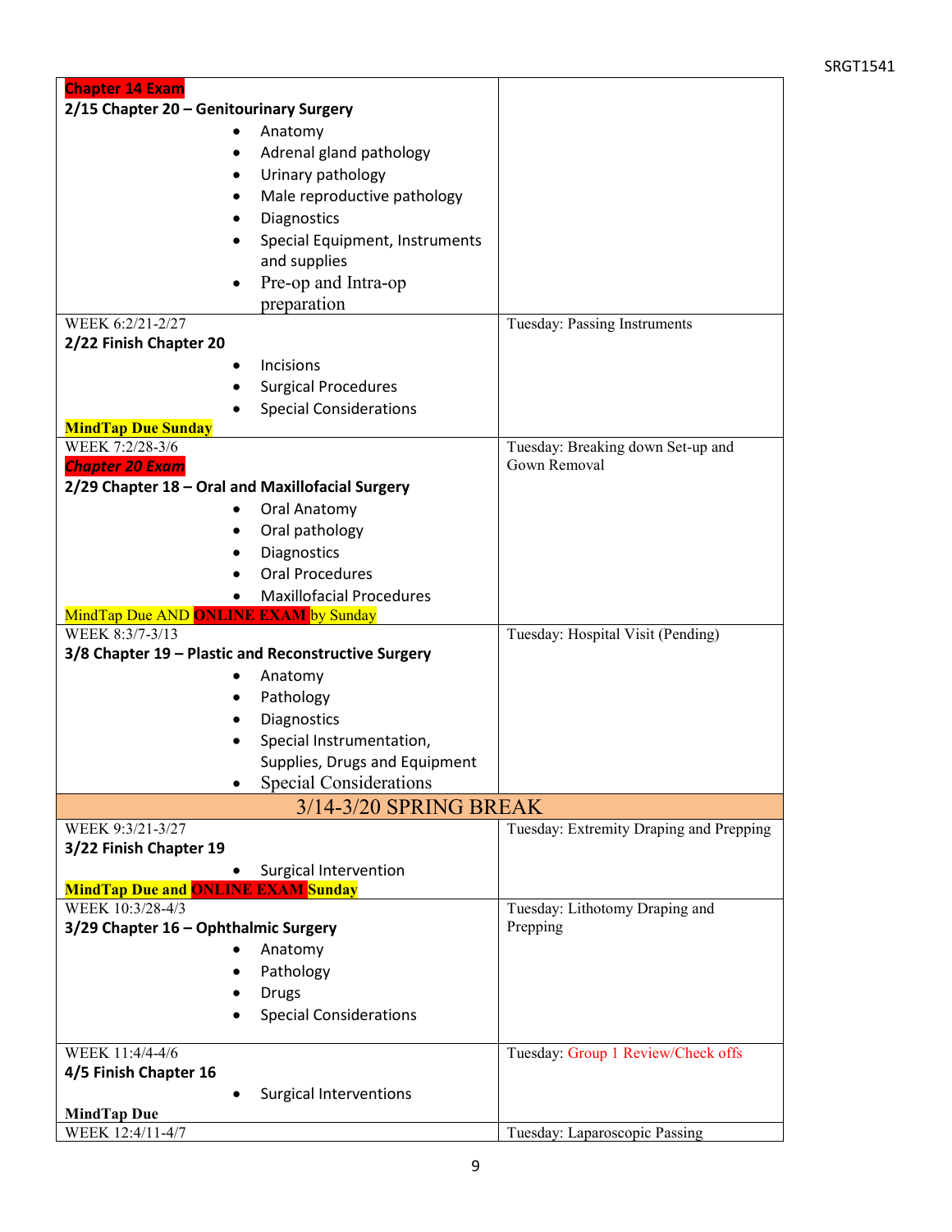| | |
|---|---|
| **Chapter 14 Exam**<br>**2/15 Chapter 20 – Genitourinary Surgery**<br>• Anatomy<br>• Adrenal gland pathology<br>• Urinary pathology<br>• Male reproductive pathology<br>• Diagnostics<br>• Special Equipment, Instruments and supplies<br>• Pre-op and Intra-op preparation | |
| WEEK 6:2/21-2/27<br>**2/22 Finish Chapter 20**<br>• Incisions<br>• Surgical Procedures<br>• Special Considerations<br>**MindTap Due Sunday** | Tuesday: Passing Instruments |
| WEEK 7:2/28-3/6<br>***Chapter 20 Exam***<br>**2/29 Chapter 18 – Oral and Maxillofacial Surgery**<br>• Oral Anatomy<br>• Oral pathology<br>• Diagnostics<br>• Oral Procedures<br>• Maxillofacial Procedures<br>MindTap Due AND **ONLINE EXAM** by Sunday | Tuesday: Breaking down Set-up and Gown Removal |
| WEEK 8:3/7-3/13<br>**3/8 Chapter 19 – Plastic and Reconstructive Surgery**<br>• Anatomy<br>• Pathology<br>• Diagnostics<br>• Special Instrumentation, Supplies, Drugs and Equipment<br>• Special Considerations | Tuesday: Hospital Visit (Pending) |
| 3/14-3/20 SPRING BREAK | |
| WEEK 9:3/21-3/27<br>**3/22 Finish Chapter 19**<br>• Surgical Intervention<br>**MindTap Due and ONLINE EXAM Sunday** | Tuesday: Extremity Draping and Prepping |
| WEEK 10:3/28-4/3<br>**3/29 Chapter 16 – Ophthalmic Surgery**<br>• Anatomy<br>• Pathology<br>• Drugs<br>• Special Considerations | Tuesday: Lithotomy Draping and Prepping |
| WEEK 11:4/4-4/6<br>**4/5 Finish Chapter 16**<br>• Surgical Interventions<br>**MindTap Due** | Tuesday: Group 1 Review/Check offs |
| WEEK 12:4/11-4/7 | Tuesday: Laparoscopic Passing |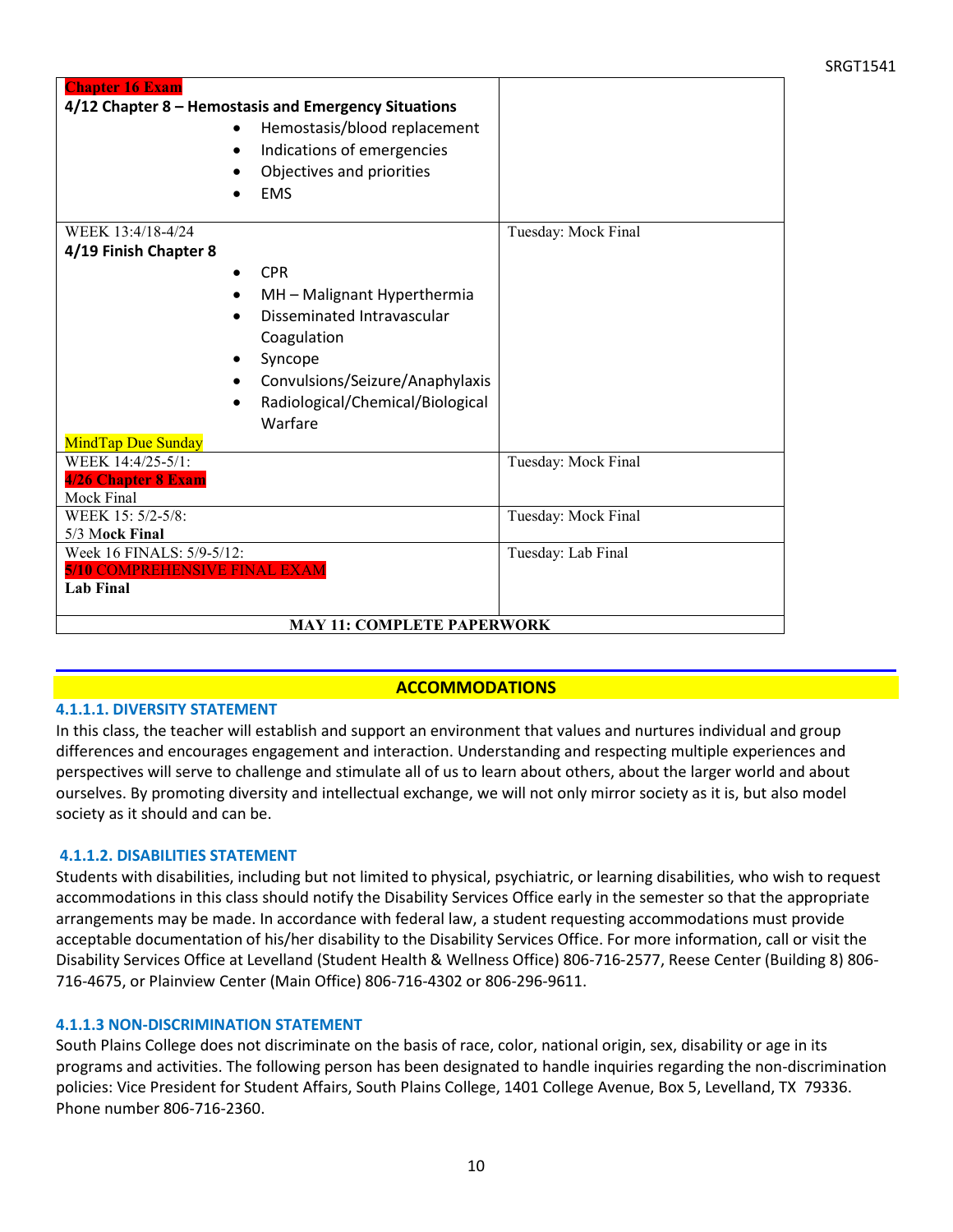| | |
|---|---|
| **Chapter 16 Exam**<br>**4/12 Chapter 8 – Hemostasis and Emergency Situations**<br>• Hemostasis/blood replacement<br>• Indications of emergencies<br>• Objectives and priorities<br>• EMS | |
| WEEK 13:4/18-4/24<br>**4/19 Finish Chapter 8**<br>• CPR<br>• MH – Malignant Hyperthermia<br>• Disseminated Intravascular Coagulation<br>• Syncope<br>• Convulsions/Seizure/Anaphylaxis<br>• Radiological/Chemical/Biological Warfare<br>MindTap Due Sunday | Tuesday: Mock Final |
| WEEK 14:4/25-5/1:<br>**4/26 Chapter 8 Exam**<br>Mock Final | Tuesday: Mock Final |
| WEEK 15: 5/2-5/8:<br>5/3 M**ock Final** | Tuesday: Mock Final |
| Week 16 FINALS: 5/9-5/12:<br>**5/10** COMPREHENSIVE FINAL EXAM<br>**Lab Final** | Tuesday: Lab Final |
| **MAY 11: COMPLETE PAPERWORK** | |

## ACCOMMODATIONS

### 4.1.1.1. DIVERSITY STATEMENT

In this class, the teacher will establish and support an environment that values and nurtures individual and group differences and encourages engagement and interaction. Understanding and respecting multiple experiences and perspectives will serve to challenge and stimulate all of us to learn about others, about the larger world and about ourselves. By promoting diversity and intellectual exchange, we will not only mirror society as it is, but also model society as it should and can be.

### 4.1.1.2. DISABILITIES STATEMENT

Students with disabilities, including but not limited to physical, psychiatric, or learning disabilities, who wish to request accommodations in this class should notify the Disability Services Office early in the semester so that the appropriate arrangements may be made. In accordance with federal law, a student requesting accommodations must provide acceptable documentation of his/her disability to the Disability Services Office. For more information, call or visit the Disability Services Office at Levelland (Student Health & Wellness Office) 806-716-2577, Reese Center (Building 8) 806-716-4675, or Plainview Center (Main Office) 806-716-4302 or 806-296-9611.

### 4.1.1.3 NON-DISCRIMINATION STATEMENT

South Plains College does not discriminate on the basis of race, color, national origin, sex, disability or age in its programs and activities. The following person has been designated to handle inquiries regarding the non-discrimination policies: Vice President for Student Affairs, South Plains College, 1401 College Avenue, Box 5, Levelland, TX 79336. Phone number 806-716-2360.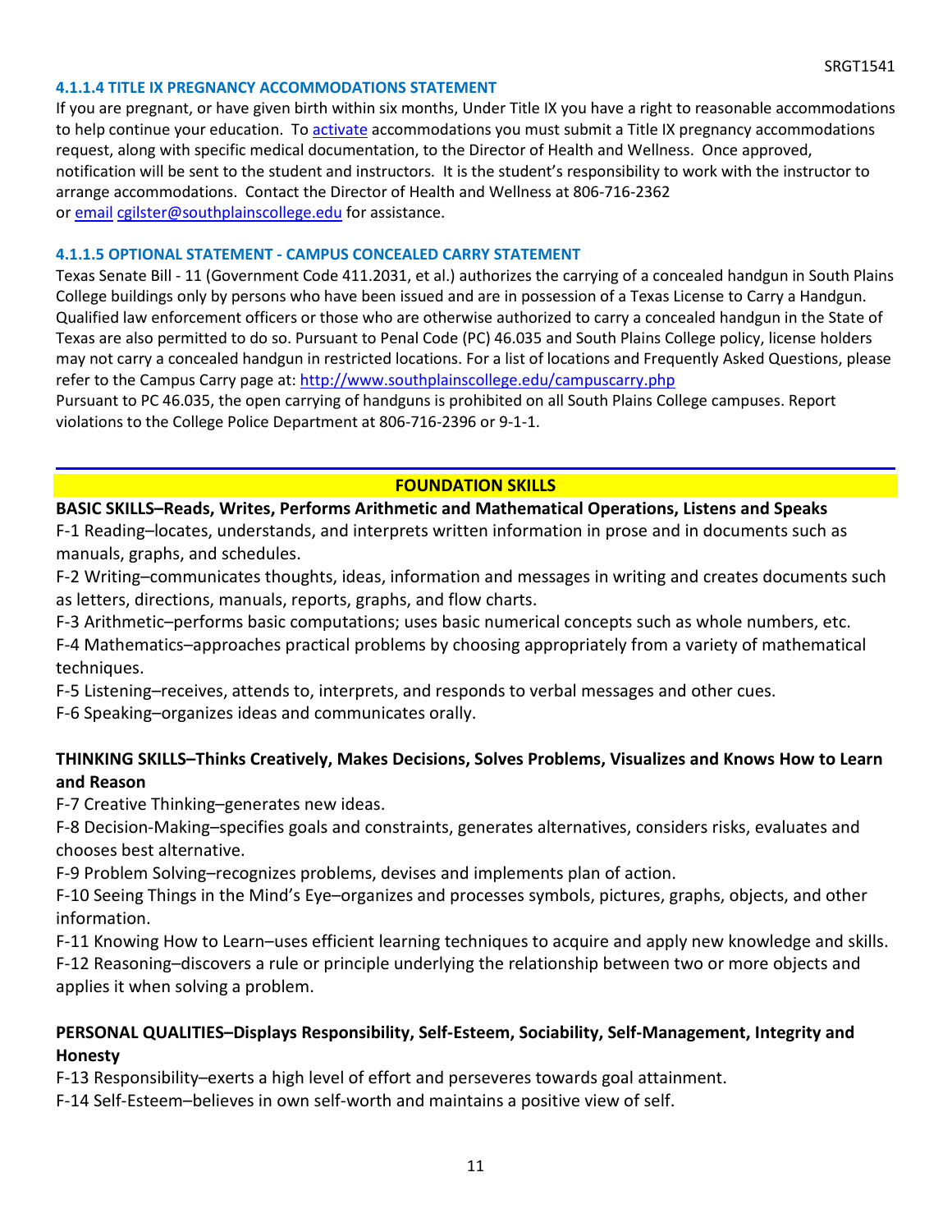#### 4.1.1.4 TITLE IX PREGNANCY ACCOMMODATIONS STATEMENT

If you are pregnant, or have given birth within six months, Under Title IX you have a right to reasonable accommodations to help continue your education. To activate accommodations you must submit a Title IX pregnancy accommodations request, along with specific medical documentation, to the Director of Health and Wellness. Once approved, notification will be sent to the student and instructors. It is the student's responsibility to work with the instructor to arrange accommodations. Contact the Director of Health and Wellness at 806-716-2362 or email cgilster@southplainscollege.edu for assistance.

#### 4.1.1.5 OPTIONAL STATEMENT - CAMPUS CONCEALED CARRY STATEMENT

Texas Senate Bill - 11 (Government Code 411.2031, et al.) authorizes the carrying of a concealed handgun in South Plains College buildings only by persons who have been issued and are in possession of a Texas License to Carry a Handgun. Qualified law enforcement officers or those who are otherwise authorized to carry a concealed handgun in the State of Texas are also permitted to do so. Pursuant to Penal Code (PC) 46.035 and South Plains College policy, license holders may not carry a concealed handgun in restricted locations. For a list of locations and Frequently Asked Questions, please refer to the Campus Carry page at: http://www.southplainscollege.edu/campuscarry.php

Pursuant to PC 46.035, the open carrying of handguns is prohibited on all South Plains College campuses. Report violations to the College Police Department at 806-716-2396 or 9-1-1.

---

## FOUNDATION SKILLS

**BASIC SKILLS–Reads, Writes, Performs Arithmetic and Mathematical Operations, Listens and Speaks**

F-1 Reading–locates, understands, and interprets written information in prose and in documents such as manuals, graphs, and schedules.

F-2 Writing–communicates thoughts, ideas, information and messages in writing and creates documents such as letters, directions, manuals, reports, graphs, and flow charts.

F-3 Arithmetic–performs basic computations; uses basic numerical concepts such as whole numbers, etc.

F-4 Mathematics–approaches practical problems by choosing appropriately from a variety of mathematical techniques.

F-5 Listening–receives, attends to, interprets, and responds to verbal messages and other cues.

F-6 Speaking–organizes ideas and communicates orally.

**THINKING SKILLS–Thinks Creatively, Makes Decisions, Solves Problems, Visualizes and Knows How to Learn and Reason**

F-7 Creative Thinking–generates new ideas.

F-8 Decision-Making–specifies goals and constraints, generates alternatives, considers risks, evaluates and chooses best alternative.

F-9 Problem Solving–recognizes problems, devises and implements plan of action.

F-10 Seeing Things in the Mind's Eye–organizes and processes symbols, pictures, graphs, objects, and other information.

F-11 Knowing How to Learn–uses efficient learning techniques to acquire and apply new knowledge and skills.

F-12 Reasoning–discovers a rule or principle underlying the relationship between two or more objects and applies it when solving a problem.

**PERSONAL QUALITIES–Displays Responsibility, Self-Esteem, Sociability, Self-Management, Integrity and Honesty**

F-13 Responsibility–exerts a high level of effort and perseveres towards goal attainment.

F-14 Self-Esteem–believes in own self-worth and maintains a positive view of self.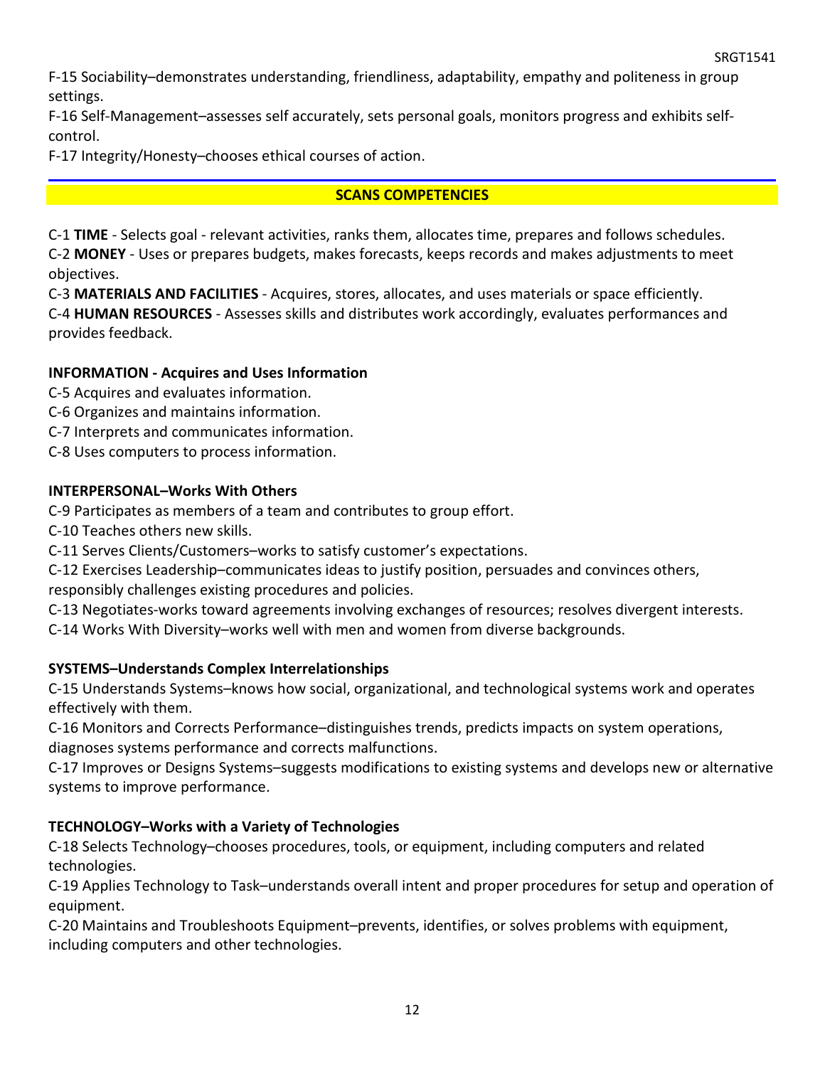F-15 Sociability–demonstrates understanding, friendliness, adaptability, empathy and politeness in group settings.

F-16 Self-Management–assesses self accurately, sets personal goals, monitors progress and exhibits self-control.

F-17 Integrity/Honesty–chooses ethical courses of action.

## SCANS COMPETENCIES

C-1 **TIME** - Selects goal - relevant activities, ranks them, allocates time, prepares and follows schedules.

C-2 **MONEY** - Uses or prepares budgets, makes forecasts, keeps records and makes adjustments to meet objectives.

C-3 **MATERIALS AND FACILITIES** - Acquires, stores, allocates, and uses materials or space efficiently.

C-4 **HUMAN RESOURCES** - Assesses skills and distributes work accordingly, evaluates performances and provides feedback.

**INFORMATION - Acquires and Uses Information**

C-5 Acquires and evaluates information.

C-6 Organizes and maintains information.

C-7 Interprets and communicates information.

C-8 Uses computers to process information.

**INTERPERSONAL–Works With Others**

C-9 Participates as members of a team and contributes to group effort.

C-10 Teaches others new skills.

C-11 Serves Clients/Customers–works to satisfy customer's expectations.

C-12 Exercises Leadership–communicates ideas to justify position, persuades and convinces others, responsibly challenges existing procedures and policies.

C-13 Negotiates-works toward agreements involving exchanges of resources; resolves divergent interests.

C-14 Works With Diversity–works well with men and women from diverse backgrounds.

**SYSTEMS–Understands Complex Interrelationships**

C-15 Understands Systems–knows how social, organizational, and technological systems work and operates effectively with them.

C-16 Monitors and Corrects Performance–distinguishes trends, predicts impacts on system operations, diagnoses systems performance and corrects malfunctions.

C-17 Improves or Designs Systems–suggests modifications to existing systems and develops new or alternative systems to improve performance.

**TECHNOLOGY–Works with a Variety of Technologies**

C-18 Selects Technology–chooses procedures, tools, or equipment, including computers and related technologies.

C-19 Applies Technology to Task–understands overall intent and proper procedures for setup and operation of equipment.

C-20 Maintains and Troubleshoots Equipment–prevents, identifies, or solves problems with equipment, including computers and other technologies.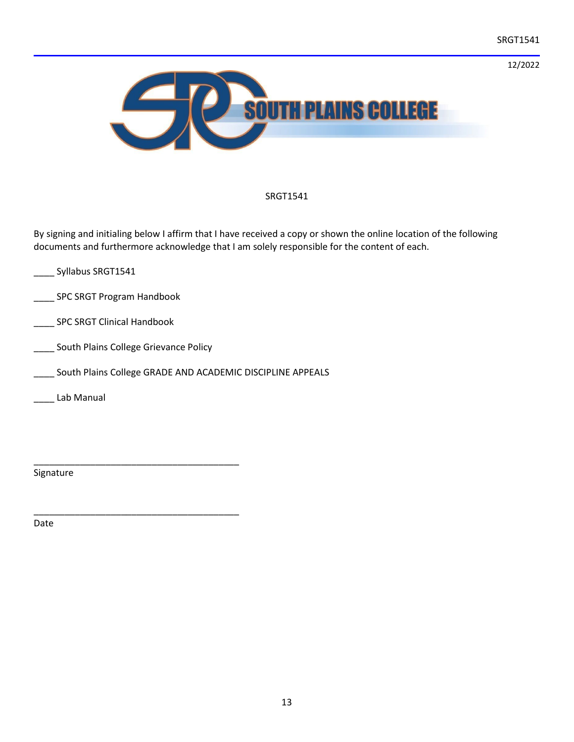SRGT1541

By signing and initialing below I affirm that I have received a copy or shown the online location of the following documents and furthermore acknowledge that I am solely responsible for the content of each.

____ Syllabus SRGT1541

____ SPC SRGT Program Handbook

____ SPC SRGT Clinical Handbook

____ South Plains College Grievance Policy

____ South Plains College GRADE AND ACADEMIC DISCIPLINE APPEALS

____ Lab Manual

_________________________________________

Signature

_________________________________________

Date